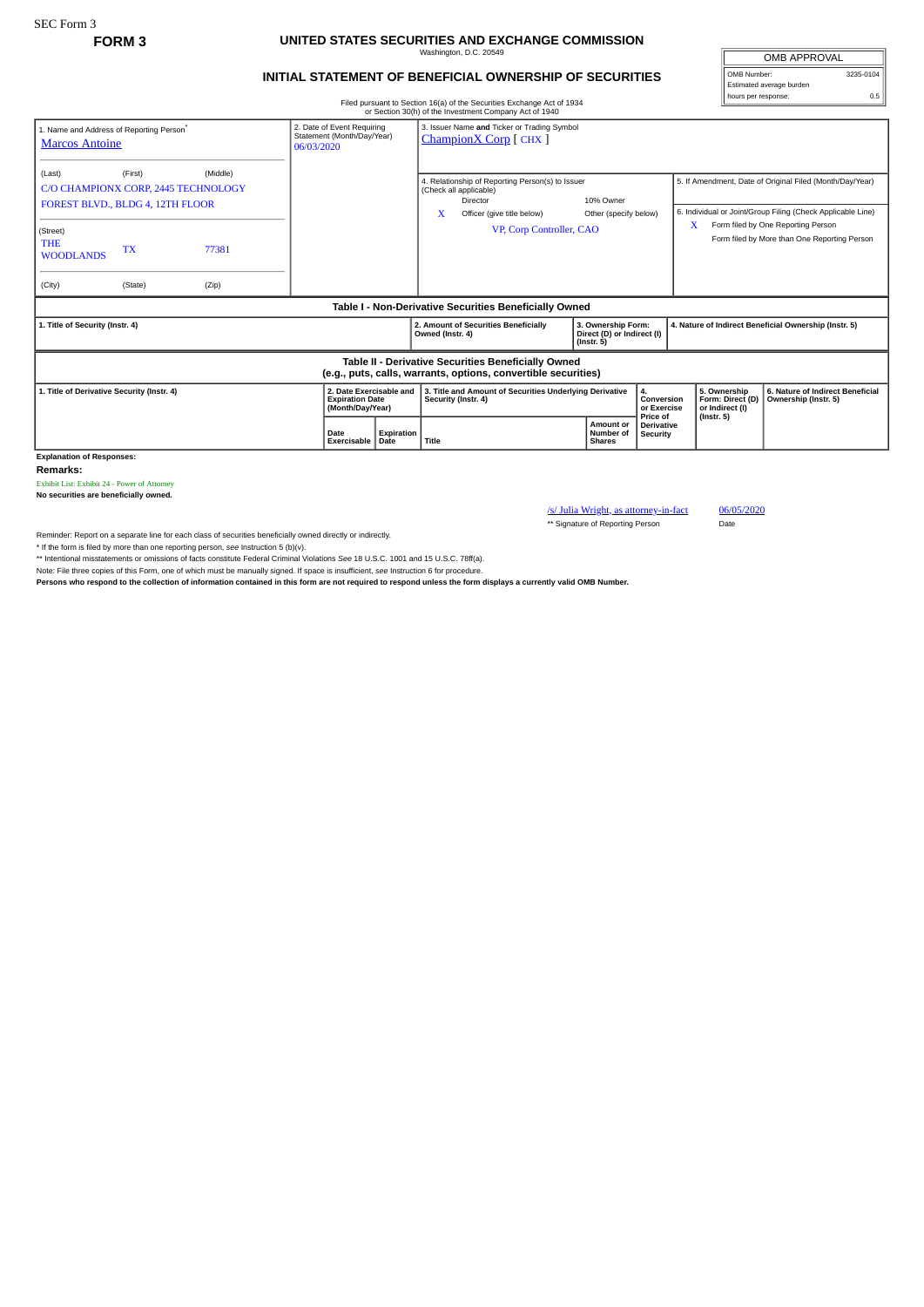SEC Form 3

**FORM 3**

# UNITED STATES SECURITIES AND EXCHANGE COMMISSION

Washington, D.C. 20549

## INITIAL STATEMENT OF BENEFICIAL OWNERSHIP OF SECURITIES

| OMB APPROVAL | |
|---|---|
| OMB Number: | 3235-0104 |
| Estimated average burden | |
| hours per response: | 0.5 |

Filed pursuant to Section 16(a) of the Securities Exchange Act of 1934 or Section 30(h) of the Investment Company Act of 1940

| 1. Name and Address of Reporting Person* | 2. Date of Event Requiring Statement (Month/Day/Year) | 3. Issuer Name and Ticker or Trading Symbol |
|---|---|---|
| Marcos Antoine | 06/03/2020 | ChampionX Corp [ CHX ] |
| (Last) (First) (Middle)<br>C/O CHAMPIONX CORP, 2445 TECHNOLOGY FOREST BLVD., BLDG 4, 12TH FLOOR | | 4. Relationship of Reporting Person(s) to Issuer (Check all applicable)<br>Director / 10% Owner<br>X Officer (give title below) / Other (specify below)<br>VP, Corp Controller, CAO |
| (Street)<br>THE WOODLANDS TX 77381 | | 5. If Amendment, Date of Original Filed (Month/Day/Year) |
| (City) (State) (Zip) | | 6. Individual or Joint/Group Filing (Check Applicable Line)<br>X Form filed by One Reporting Person<br>Form filed by More than One Reporting Person |

### Table I - Non-Derivative Securities Beneficially Owned

| 1. Title of Security (Instr. 4) | 2. Amount of Securities Beneficially Owned (Instr. 4) | 3. Ownership Form: Direct (D) or Indirect (I) (Instr. 5) | 4. Nature of Indirect Beneficial Ownership (Instr. 5) |
|---|---|---|---|

### Table II - Derivative Securities Beneficially Owned (e.g., puts, calls, warrants, options, convertible securities)

| 1. Title of Derivative Security (Instr. 4) | 2. Date Exercisable and Expiration Date (Month/Day/Year) | | 3. Title and Amount of Securities Underlying Derivative Security (Instr. 4) | | 4. Conversion or Exercise Price of Derivative Security | 5. Ownership Form: Direct (D) or Indirect (I) (Instr. 5) | 6. Nature of Indirect Beneficial Ownership (Instr. 5) |
|---|---|---|---|---|---|---|---|
| | Date Exercisable | Expiration Date | Title | Amount or Number of Shares | | | |

**Explanation of Responses:**

**Remarks:**

Exhibit List: Exhibit 24 - Power of Attorney

**No securities are beneficially owned.**

/s/ Julia Wright, as attorney-in-fact — 06/05/2020

** Signature of Reporting Person — Date

Reminder: Report on a separate line for each class of securities beneficially owned directly or indirectly.

* If the form is filed by more than one reporting person, *see* Instruction 5 (b)(v).

** Intentional misstatements or omissions of facts constitute Federal Criminal Violations *See* 18 U.S.C. 1001 and 15 U.S.C. 78ff(a).

Note: File three copies of this Form, one of which must be manually signed. If space is insufficient, *see* Instruction 6 for procedure.

**Persons who respond to the collection of information contained in this form are not required to respond unless the form displays a currently valid OMB Number.**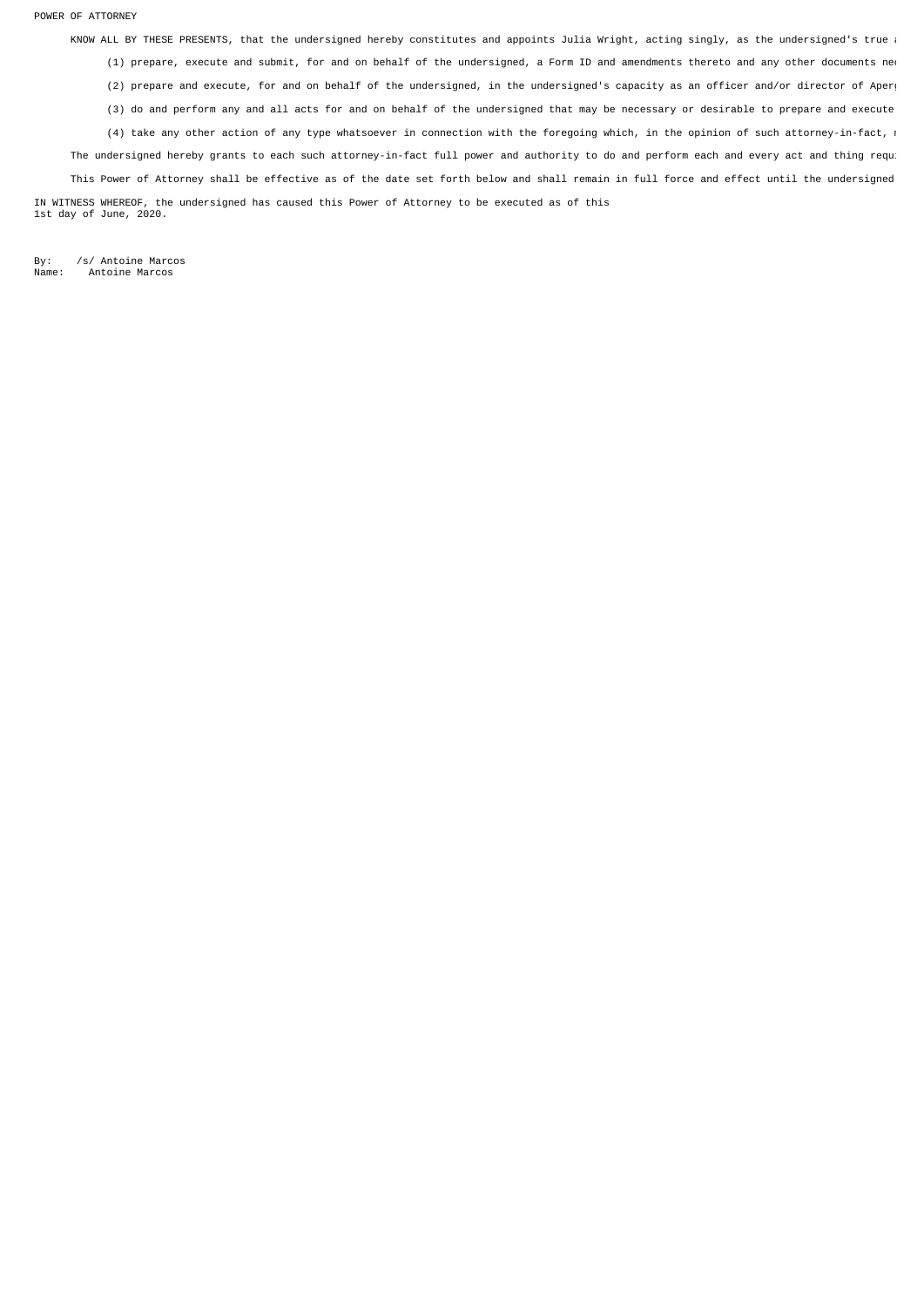POWER OF ATTORNEY

KNOW ALL BY THESE PRESENTS, that the undersigned hereby constitutes and appoints Julia Wright, acting singly, as the undersigned's true a

(1) prepare, execute and submit, for and on behalf of the undersigned, a Form ID and amendments thereto and any other documents nec

(2) prepare and execute, for and on behalf of the undersigned, in the undersigned's capacity as an officer and/or director of Aperg

(3) do and perform any and all acts for and on behalf of the undersigned that may be necessary or desirable to prepare and execute

(4) take any other action of any type whatsoever in connection with the foregoing which, in the opinion of such attorney-in-fact, r

The undersigned hereby grants to each such attorney-in-fact full power and authority to do and perform each and every act and thing requ

This Power of Attorney shall be effective as of the date set forth below and shall remain in full force and effect until the undersigned

IN WITNESS WHEREOF, the undersigned has caused this Power of Attorney to be executed as of this
1st day of June, 2020.

By: /s/ Antoine Marcos
Name: Antoine Marcos